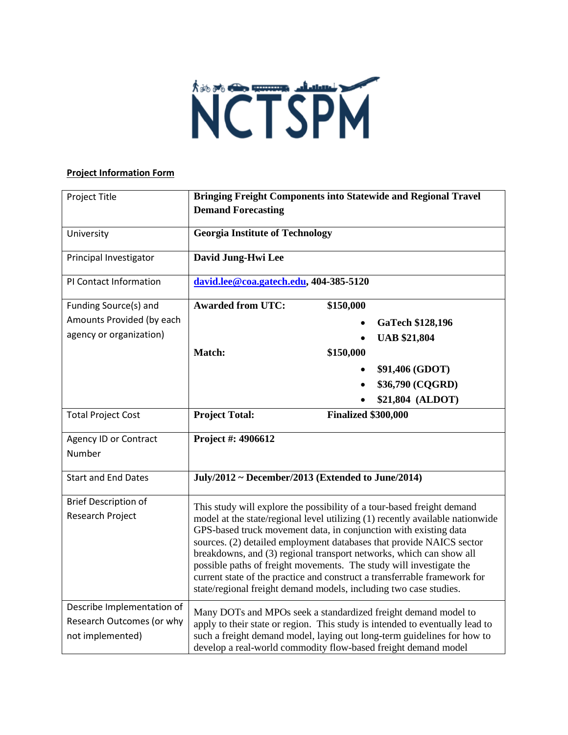NCTSPM

**Project Information Form**

| Project Title | **Bringing Freight Components into Statewide and Regional Travel Demand Forecasting** |
|---|---|
| University | **Georgia Institute of Technology** |
| Principal Investigator | **David Jung-Hwi Lee** |
| PI Contact Information | **david.lee@coa.gatech.edu, 404-385-5120** |
| Funding Source(s) and Amounts Provided (by each agency or organization) | **Awarded from UTC: $150,000**<br>• **GaTech $128,196**<br>• **UAB $21,804**<br>**Match: $150,000**<br>• **$91,406 (GDOT)**<br>• **$36,790 (CQGRD)**<br>• **$21,804 (ALDOT)** |
| Total Project Cost | **Project Total: Finalized $300,000** |
| Agency ID or Contract Number | **Project #: 4906612** |
| Start and End Dates | **July/2012 ~ December/2013 (Extended to June/2014)** |
| Brief Description of Research Project | This study will explore the possibility of a tour-based freight demand model at the state/regional level utilizing (1) recently available nationwide GPS-based truck movement data, in conjunction with existing data sources. (2) detailed employment databases that provide NAICS sector breakdowns, and (3) regional transport networks, which can show all possible paths of freight movements. The study will investigate the current state of the practice and construct a transferrable framework for state/regional freight demand models, including two case studies. |
| Describe Implementation of Research Outcomes (or why not implemented) | Many DOTs and MPOs seek a standardized freight demand model to apply to their state or region. This study is intended to eventually lead to such a freight demand model, laying out long-term guidelines for how to develop a real-world commodity flow-based freight demand model |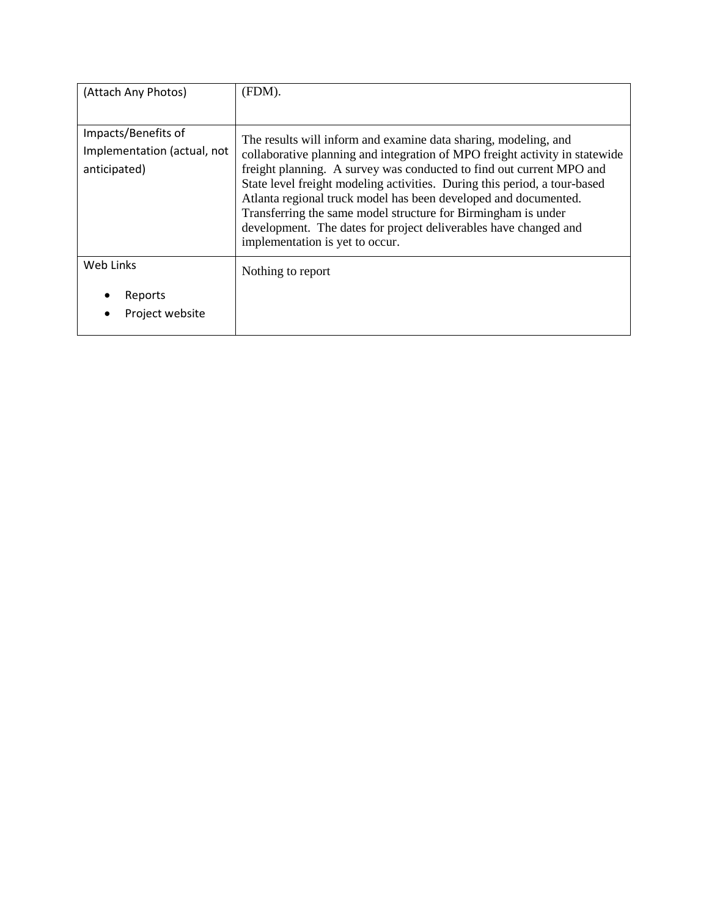| | |
|---|---|
| (Attach Any Photos) | (FDM). |
| Impacts/Benefits of Implementation (actual, not anticipated) | The results will inform and examine data sharing, modeling, and collaborative planning and integration of MPO freight activity in statewide freight planning. A survey was conducted to find out current MPO and State level freight modeling activities. During this period, a tour-based Atlanta regional truck model has been developed and documented. Transferring the same model structure for Birmingham is under development. The dates for project deliverables have changed and implementation is yet to occur. |
| Web Links<br>• Reports<br>• Project website | Nothing to report |